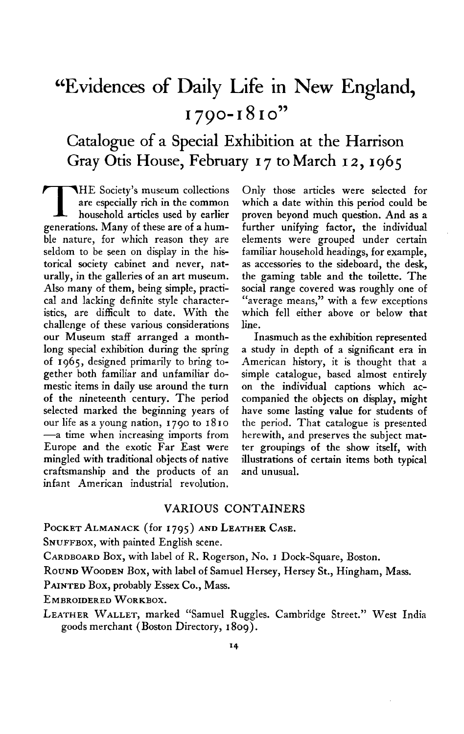# "Evidences of Daily Life in New England, 1790-1810"

## Catalogue of a Special Exhibition at the Harrison Gray Otis House, February 17 to March 12, 1965

THE Society's museum collections are especially rich in the common household articles used by earlier generations. Many of these are of a humble nature, for which reason they are seldom to be seen on display in the historical society cabinet and never, naturally, in the galleries of an art museum. Also many of them, being simple, practical and lacking definite style characteristics, are difficult to date. With the challenge of these various considerations our Museum staff arranged a month-long special exhibition during the spring of 1965, designed primarily to bring together both familiar and unfamiliar domestic items in daily use around the turn of the nineteenth century. The period selected marked the beginning years of our life as a young nation, 1790 to 1810—a time when increasing imports from Europe and the exotic Far East were mingled with traditional objects of native craftsmanship and the products of an infant American industrial revolution. Only those articles were selected for which a date within this period could be proven beyond much question. And as a further unifying factor, the individual elements were grouped under certain familiar household headings, for example, as accessories to the sideboard, the desk, the gaming table and the toilette. The social range covered was roughly one of "average means," with a few exceptions which fell either above or below that line.

Inasmuch as the exhibition represented a study in depth of a significant era in American history, it is thought that a simple catalogue, based almost entirely on the individual captions which accompanied the objects on display, might have some lasting value for students of the period. That catalogue is presented herewith, and preserves the subject matter groupings of the show itself, with illustrations of certain items both typical and unusual.

### VARIOUS CONTAINERS

POCKET ALMANACK (for 1795) AND LEATHER CASE.

SNUFFBOX, with painted English scene.

CARDBOARD BOX, with label of R. Rogerson, No. 1 Dock-Square, Boston.

ROUND WOODEN BOX, with label of Samuel Hersey, Hersey St., Hingham, Mass.

PAINTED BOX, probably Essex Co., Mass.

EMBROIDERED WORKBOX.

LEATHER WALLET, marked "Samuel Ruggles. Cambridge Street." West India goods merchant (Boston Directory, 1809).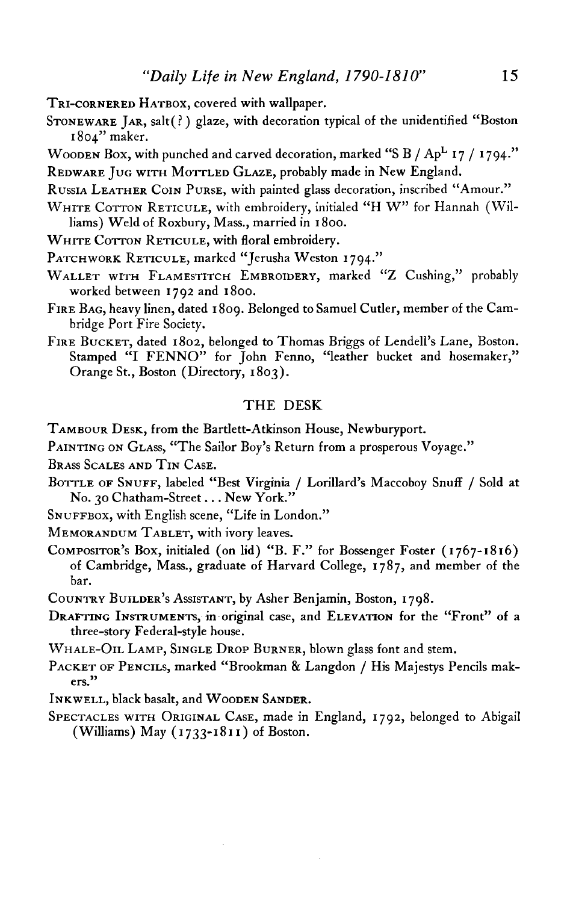Tri-cornered Hatbox, covered with wallpaper.

Stoneware Jar, salt(?) glaze, with decoration typical of the unidentified "Boston 1804" maker.

Wooden Box, with punched and carved decoration, marked "S B / Ap$^{L}$ 17 / 1794."

Redware Jug with Mottled Glaze, probably made in New England.

Russia Leather Coin Purse, with painted glass decoration, inscribed "Amour."

White Cotton Reticule, with embroidery, initialed "H W" for Hannah (Williams) Weld of Roxbury, Mass., married in 1800.

White Cotton Reticule, with floral embroidery.

Patchwork Reticule, marked "Jerusha Weston 1794."

Wallet with Flamestitch Embroidery, marked "Z Cushing," probably worked between 1792 and 1800.

Fire Bag, heavy linen, dated 1809. Belonged to Samuel Cutler, member of the Cambridge Port Fire Society.

Fire Bucket, dated 1802, belonged to Thomas Briggs of Lendell's Lane, Boston. Stamped "I FENNO" for John Fenno, "leather bucket and hosemaker," Orange St., Boston (Directory, 1803).

## THE DESK

Tambour Desk, from the Bartlett-Atkinson House, Newburyport.

Painting on Glass, "The Sailor Boy's Return from a prosperous Voyage."

Brass Scales and Tin Case.

Bottle of Snuff, labeled "Best Virginia / Lorillard's Maccoboy Snuff / Sold at No. 30 Chatham-Street . . . New York."

Snuffbox, with English scene, "Life in London."

Memorandum Tablet, with ivory leaves.

Compositor's Box, initialed (on lid) "B. F." for Bossenger Foster (1767-1816) of Cambridge, Mass., graduate of Harvard College, 1787, and member of the bar.

Country Builder's Assistant, by Asher Benjamin, Boston, 1798.

Drafting Instruments, in original case, and Elevation for the "Front" of a three-story Federal-style house.

Whale-Oil Lamp, Single Drop Burner, blown glass font and stem.

Packet of Pencils, marked "Brookman & Langdon / His Majestys Pencils makers."

Inkwell, black basalt, and Wooden Sander.

Spectacles with Original Case, made in England, 1792, belonged to Abigail (Williams) May (1733-1811) of Boston.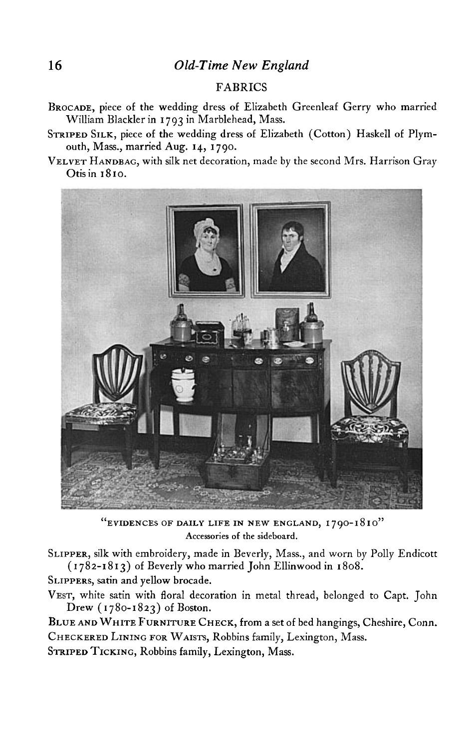## FABRICS

BROCADE, piece of the wedding dress of Elizabeth Greenleaf Gerry who married William Blackler in 1793 in Marblehead, Mass.

STRIPED SILK, piece of the wedding dress of Elizabeth (Cotton) Haskell of Plymouth, Mass., married Aug. 14, 1790.

VELVET HANDBAG, with silk net decoration, made by the second Mrs. Harrison Gray Otis in 1810.

"EVIDENCES OF DAILY LIFE IN NEW ENGLAND, 1790-1810"
Accessories of the sideboard.

SLIPPER, silk with embroidery, made in Beverly, Mass., and worn by Polly Endicott (1782-1813) of Beverly who married John Ellinwood in 1808.

SLIPPERS, satin and yellow brocade.

VEST, white satin with floral decoration in metal thread, belonged to Capt. John Drew (1780-1823) of Boston.

BLUE AND WHITE FURNITURE CHECK, from a set of bed hangings, Cheshire, Conn.

CHECKERED LINING FOR WAISTS, Robbins family, Lexington, Mass.

STRIPED TICKING, Robbins family, Lexington, Mass.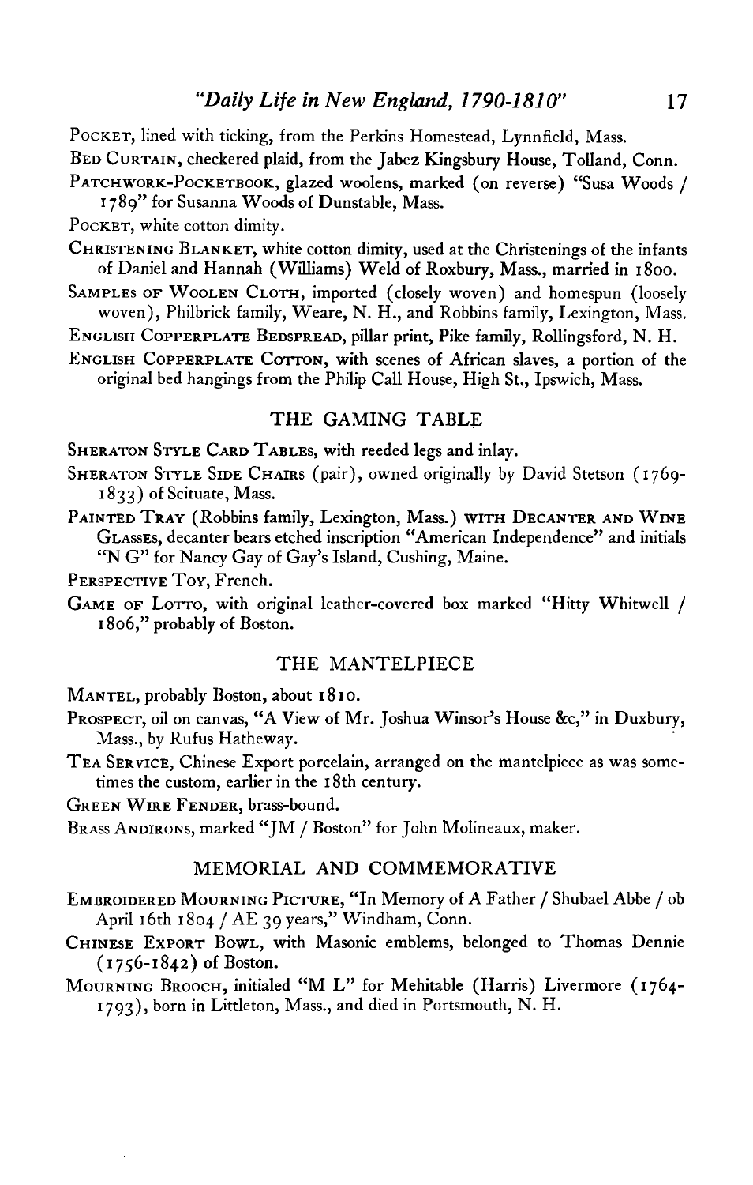POCKET, lined with ticking, from the Perkins Homestead, Lynnfield, Mass.

BED CURTAIN, checkered plaid, from the Jabez Kingsbury House, Tolland, Conn.

PATCHWORK-POCKETBOOK, glazed woolens, marked (on reverse) "Susa Woods / 1789" for Susanna Woods of Dunstable, Mass.

POCKET, white cotton dimity.

CHRISTENING BLANKET, white cotton dimity, used at the Christenings of the infants of Daniel and Hannah (Williams) Weld of Roxbury, Mass., married in 1800.

SAMPLES OF WOOLEN CLOTH, imported (closely woven) and homespun (loosely woven), Philbrick family, Weare, N. H., and Robbins family, Lexington, Mass.

ENGLISH COPPERPLATE BEDSPREAD, pillar print, Pike family, Rollingsford, N. H.

ENGLISH COPPERPLATE COTTON, with scenes of African slaves, a portion of the original bed hangings from the Philip Call House, High St., Ipswich, Mass.

## THE GAMING TABLE

SHERATON STYLE CARD TABLES, with reeded legs and inlay.

SHERATON STYLE SIDE CHAIRS (pair), owned originally by David Stetson (1769-1833) of Scituate, Mass.

PAINTED TRAY (Robbins family, Lexington, Mass.) WITH DECANTER AND WINE GLASSES, decanter bears etched inscription "American Independence" and initials "N G" for Nancy Gay of Gay's Island, Cushing, Maine.

PERSPECTIVE TOY, French.

GAME OF LOTTO, with original leather-covered box marked "Hitty Whitwell / 1806," probably of Boston.

## THE MANTELPIECE

MANTEL, probably Boston, about 1810.

PROSPECT, oil on canvas, "A View of Mr. Joshua Winsor's House &c," in Duxbury, Mass., by Rufus Hatheway.

TEA SERVICE, Chinese Export porcelain, arranged on the mantelpiece as was sometimes the custom, earlier in the 18th century.

GREEN WIRE FENDER, brass-bound.

BRASS ANDIRONS, marked "JM / Boston" for John Molineaux, maker.

## MEMORIAL AND COMMEMORATIVE

EMBROIDERED MOURNING PICTURE, "In Memory of A Father / Shubael Abbe / ob April 16th 1804 / AE 39 years," Windham, Conn.

CHINESE EXPORT BOWL, with Masonic emblems, belonged to Thomas Dennie (1756-1842) of Boston.

MOURNING BROOCH, initialed "M L" for Mehitable (Harris) Livermore (1764-1793), born in Littleton, Mass., and died in Portsmouth, N. H.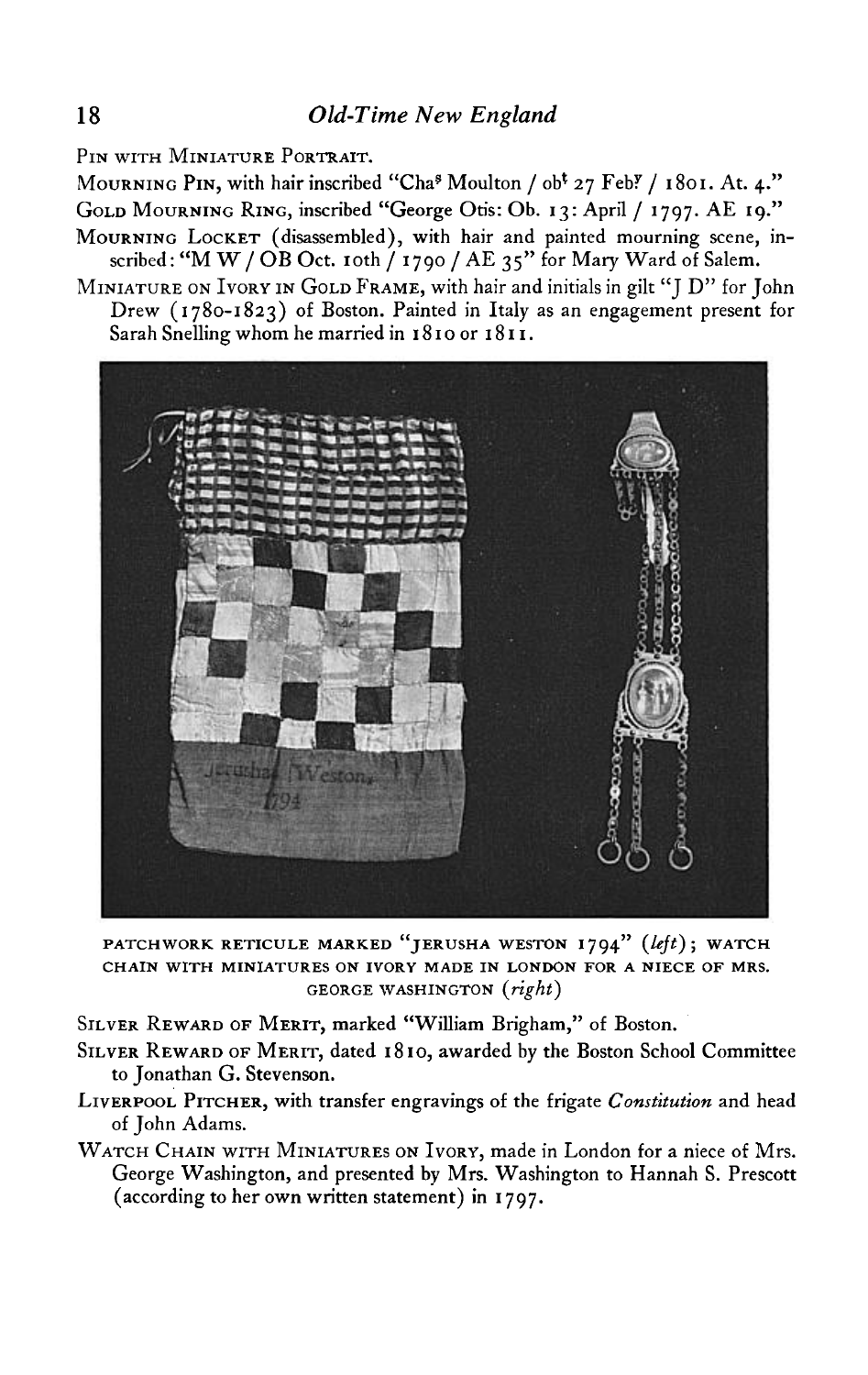PIN WITH MINIATURE PORTRAIT.

MOURNING PIN, with hair inscribed "Cha^s Moulton / ob^t 27 Feb^y / 1801. At. 4."

GOLD MOURNING RING, inscribed "George Otis: Ob. 13: April / 1797. AE 19."

MOURNING LOCKET (disassembled), with hair and painted mourning scene, inscribed: "M W / OB Oct. 10th / 1790 / AE 35" for Mary Ward of Salem.

MINIATURE ON IVORY IN GOLD FRAME, with hair and initials in gilt "J D" for John Drew (1780-1823) of Boston. Painted in Italy as an engagement present for Sarah Snelling whom he married in 1810 or 1811.

PATCHWORK RETICULE MARKED "JERUSHA WESTON 1794" (*left*); WATCH CHAIN WITH MINIATURES ON IVORY MADE IN LONDON FOR A NIECE OF MRS. GEORGE WASHINGTON (*right*)

SILVER REWARD OF MERIT, marked "William Brigham," of Boston.

SILVER REWARD OF MERIT, dated 1810, awarded by the Boston School Committee to Jonathan G. Stevenson.

LIVERPOOL PITCHER, with transfer engravings of the frigate *Constitution* and head of John Adams.

WATCH CHAIN WITH MINIATURES ON IVORY, made in London for a niece of Mrs. George Washington, and presented by Mrs. Washington to Hannah S. Prescott (according to her own written statement) in 1797.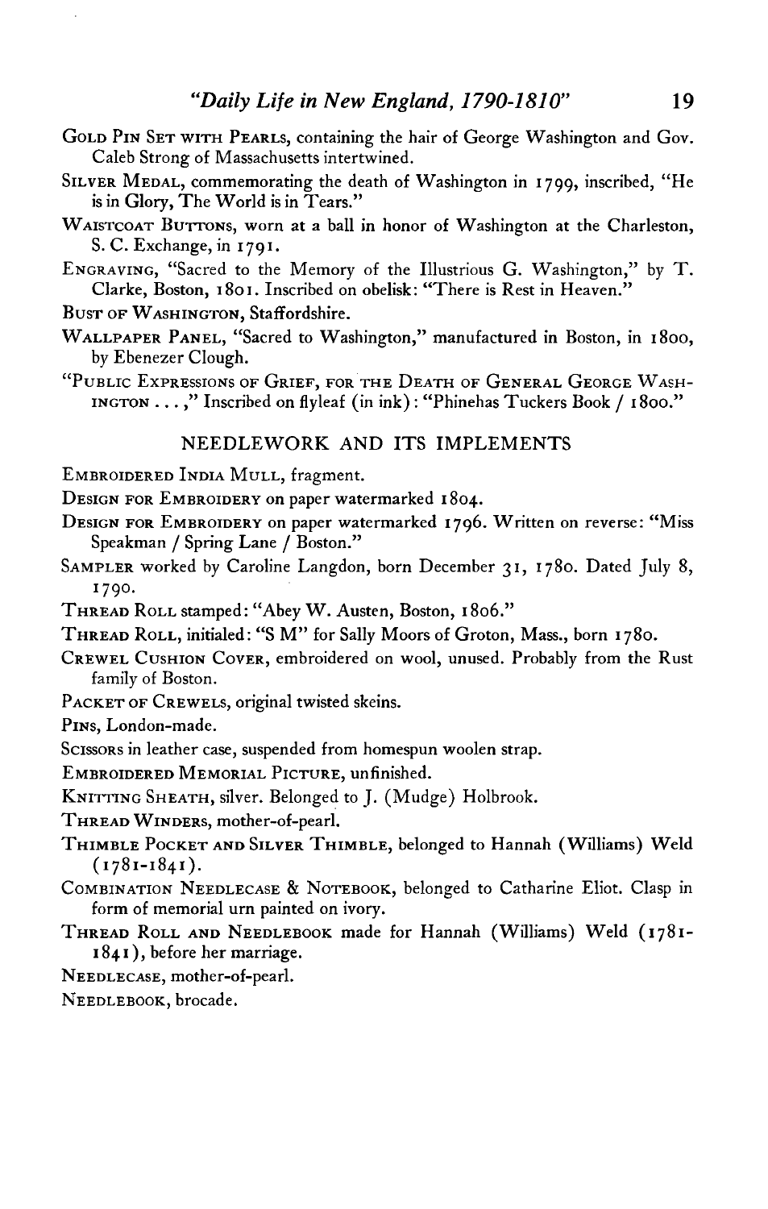Gold Pin Set with Pearls, containing the hair of George Washington and Gov. Caleb Strong of Massachusetts intertwined.

Silver Medal, commemorating the death of Washington in 1799, inscribed, "He is in Glory, The World is in Tears."

Waistcoat Buttons, worn at a ball in honor of Washington at the Charleston, S. C. Exchange, in 1791.

Engraving, "Sacred to the Memory of the Illustrious G. Washington," by T. Clarke, Boston, 1801. Inscribed on obelisk: "There is Rest in Heaven."

Bust of Washington, Staffordshire.

Wallpaper Panel, "Sacred to Washington," manufactured in Boston, in 1800, by Ebenezer Clough.

"Public Expressions of Grief, for the Death of General George Washington . . . ," Inscribed on flyleaf (in ink): "Phinehas Tuckers Book / 1800."

## NEEDLEWORK AND ITS IMPLEMENTS

Embroidered India Mull, fragment.

Design for Embroidery on paper watermarked 1804.

Design for Embroidery on paper watermarked 1796. Written on reverse: "Miss Speakman / Spring Lane / Boston."

Sampler worked by Caroline Langdon, born December 31, 1780. Dated July 8, 1790.

Thread Roll stamped: "Abey W. Austen, Boston, 1806."

Thread Roll, initialed: "S M" for Sally Moors of Groton, Mass., born 1780.

Crewel Cushion Cover, embroidered on wool, unused. Probably from the Rust family of Boston.

Packet of Crewels, original twisted skeins.

Pins, London-made.

Scissors in leather case, suspended from homespun woolen strap.

Embroidered Memorial Picture, unfinished.

Knitting Sheath, silver. Belonged to J. (Mudge) Holbrook.

Thread Winders, mother-of-pearl.

Thimble Pocket and Silver Thimble, belonged to Hannah (Williams) Weld (1781-1841).

Combination Needlecase & Notebook, belonged to Catharine Eliot. Clasp in form of memorial urn painted on ivory.

Thread Roll and Needlebook made for Hannah (Williams) Weld (1781-1841), before her marriage.

Needlecase, mother-of-pearl.

Needlebook, brocade.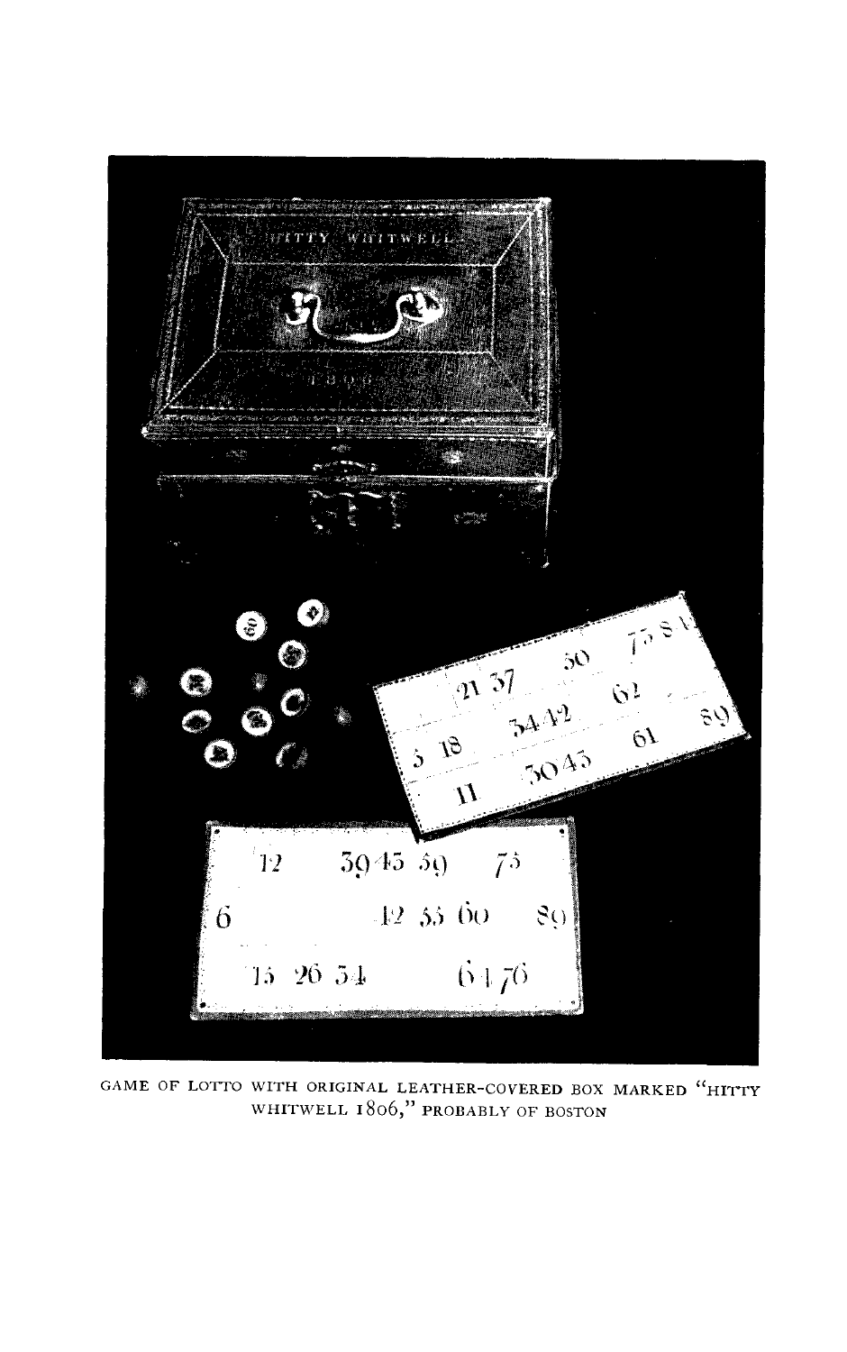GAME OF LOTTO WITH ORIGINAL LEATHER-COVERED BOX MARKED "HITTY WHITWELL 1806," PROBABLY OF BOSTON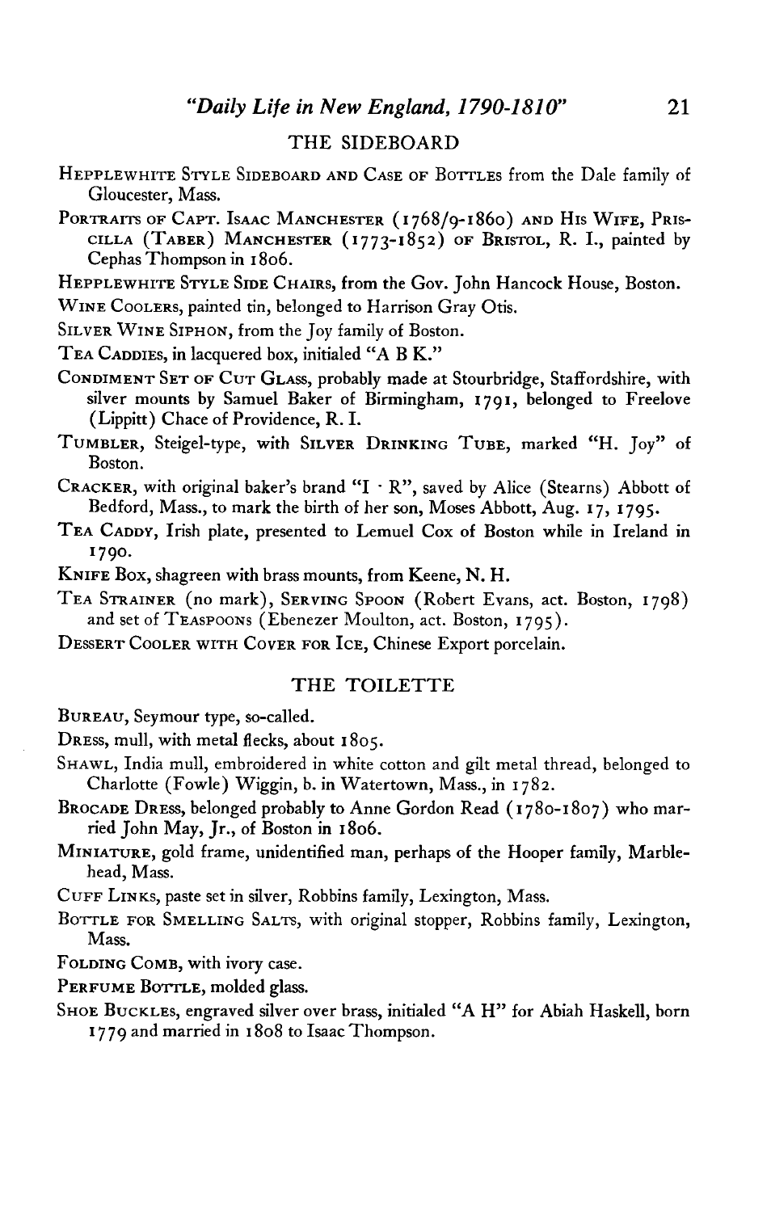## THE SIDEBOARD

HEPPLEWHITE STYLE SIDEBOARD AND CASE OF BOTTLES from the Dale family of Gloucester, Mass.

PORTRAITS OF CAPT. ISAAC MANCHESTER (1768/9-1860) AND HIS WIFE, PRISCILLA (TABER) MANCHESTER (1773-1852) OF BRISTOL, R. I., painted by Cephas Thompson in 1806.

HEPPLEWHITE STYLE SIDE CHAIRS, from the Gov. John Hancock House, Boston.

WINE COOLERS, painted tin, belonged to Harrison Gray Otis.

SILVER WINE SIPHON, from the Joy family of Boston.

TEA CADDIES, in lacquered box, initialed "A B K."

CONDIMENT SET OF CUT GLASS, probably made at Stourbridge, Staffordshire, with silver mounts by Samuel Baker of Birmingham, 1791, belonged to Freelove (Lippitt) Chace of Providence, R. I.

TUMBLER, Steigel-type, with SILVER DRINKING TUBE, marked "H. Joy" of Boston.

CRACKER, with original baker's brand "I · R", saved by Alice (Stearns) Abbott of Bedford, Mass., to mark the birth of her son, Moses Abbott, Aug. 17, 1795.

TEA CADDY, Irish plate, presented to Lemuel Cox of Boston while in Ireland in 1790.

KNIFE BOX, shagreen with brass mounts, from Keene, N. H.

TEA STRAINER (no mark), SERVING SPOON (Robert Evans, act. Boston, 1798) and set of TEASPOONS (Ebenezer Moulton, act. Boston, 1795).

DESSERT COOLER WITH COVER FOR ICE, Chinese Export porcelain.

## THE TOILETTE

BUREAU, Seymour type, so-called.

DRESS, mull, with metal flecks, about 1805.

SHAWL, India mull, embroidered in white cotton and gilt metal thread, belonged to Charlotte (Fowle) Wiggin, b. in Watertown, Mass., in 1782.

BROCADE DRESS, belonged probably to Anne Gordon Read (1780-1807) who married John May, Jr., of Boston in 1806.

MINIATURE, gold frame, unidentified man, perhaps of the Hooper family, Marblehead, Mass.

CUFF LINKS, paste set in silver, Robbins family, Lexington, Mass.

BOTTLE FOR SMELLING SALTS, with original stopper, Robbins family, Lexington, Mass.

FOLDING COMB, with ivory case.

PERFUME BOTTLE, molded glass.

SHOE BUCKLES, engraved silver over brass, initialed "A H" for Abiah Haskell, born 1779 and married in 1808 to Isaac Thompson.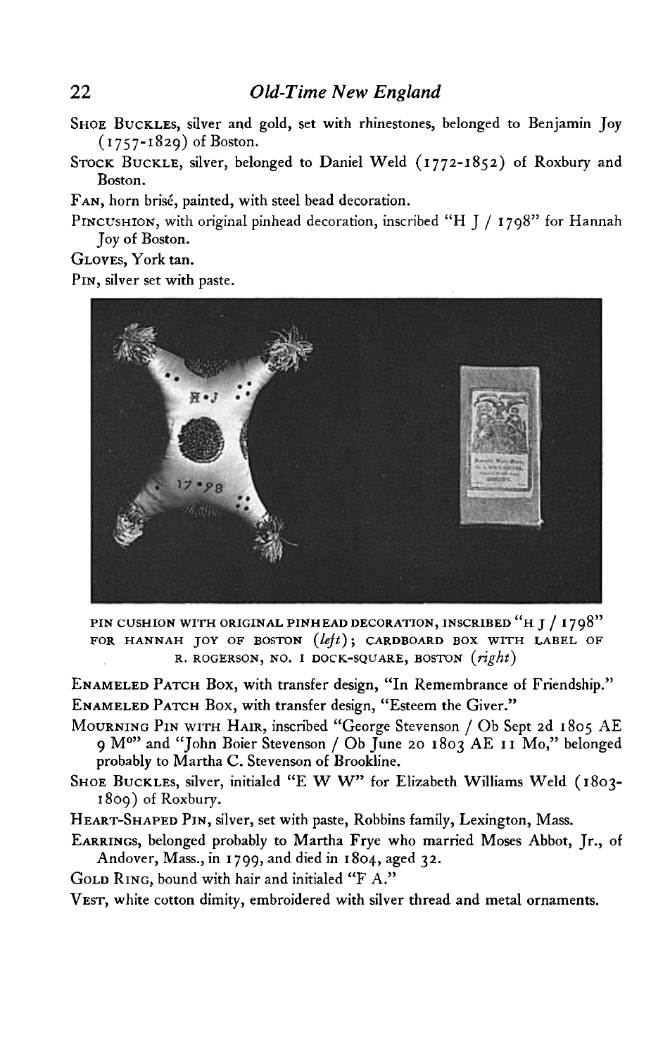**Shoe Buckles**, silver and gold, set with rhinestones, belonged to Benjamin Joy (1757-1829) of Boston.

**Stock Buckle**, silver, belonged to Daniel Weld (1772-1852) of Roxbury and Boston.

**Fan**, horn brisé, painted, with steel bead decoration.

**Pincushion**, with original pinhead decoration, inscribed "H J / 1798" for Hannah Joy of Boston.

**Gloves**, York tan.

**Pin**, silver set with paste.

PIN CUSHION WITH ORIGINAL PINHEAD DECORATION, INSCRIBED "H J / 1798" FOR HANNAH JOY OF BOSTON (*left*); CARDBOARD BOX WITH LABEL OF R. ROGERSON, NO. 1 DOCK-SQUARE, BOSTON (*right*)

**Enameled Patch Box**, with transfer design, "In Remembrance of Friendship."

**Enameled Patch Box**, with transfer design, "Esteem the Giver."

**Mourning Pin with Hair**, inscribed "George Stevenson / Ob Sept 2d 1805 AE 9 M^o" and "John Boier Stevenson / Ob June 20 1803 AE 11 Mo," belonged probably to Martha C. Stevenson of Brookline.

**Shoe Buckles**, silver, initialed "E W W" for Elizabeth Williams Weld (1803-1809) of Roxbury.

**Heart-Shaped Pin**, silver, set with paste, Robbins family, Lexington, Mass.

**Earrings**, belonged probably to Martha Frye who married Moses Abbot, Jr., of Andover, Mass., in 1799, and died in 1804, aged 32.

**Gold Ring**, bound with hair and initialed "F A."

**Vest**, white cotton dimity, embroidered with silver thread and metal ornaments.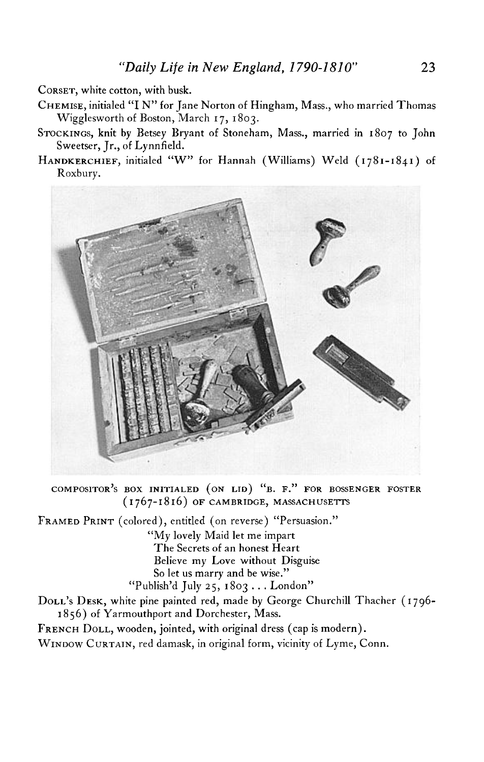**Corset**, white cotton, with busk.

**Chemise**, initialed "I N" for Jane Norton of Hingham, Mass., who married Thomas Wigglesworth of Boston, March 17, 1803.

**Stockings**, knit by Betsey Bryant of Stoneham, Mass., married in 1807 to John Sweetser, Jr., of Lynnfield.

**Handkerchief**, initialed "W" for Hannah (Williams) Weld (1781-1841) of Roxbury.

COMPOSITOR'S BOX INITIALED (ON LID) "B. F." FOR BOSSENGER FOSTER (1767-1816) OF CAMBRIDGE, MASSACHUSETTS

**Framed Print** (colored), entitled (on reverse) "Persuasion."

"My lovely Maid let me impart
The Secrets of an honest Heart
Believe my Love without Disguise
So let us marry and be wise."
"Publish'd July 25, 1803 . . . London"

**Doll's Desk**, white pine painted red, made by George Churchill Thacher (1796-1856) of Yarmouthport and Dorchester, Mass.

**French Doll**, wooden, jointed, with original dress (cap is modern).

**Window Curtain**, red damask, in original form, vicinity of Lyme, Conn.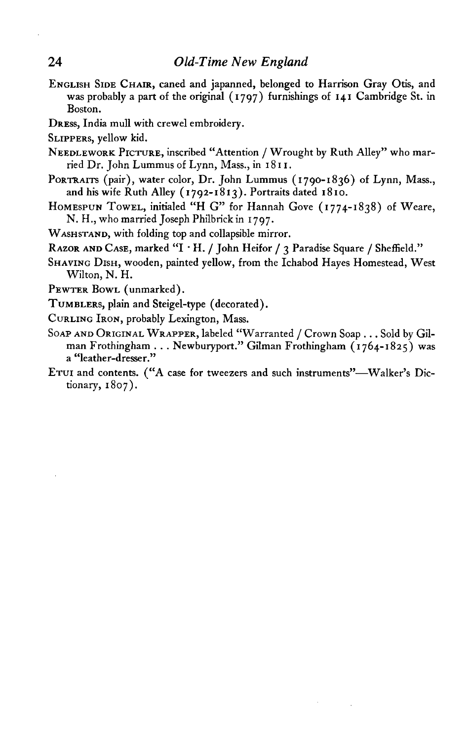English Side Chair, caned and japanned, belonged to Harrison Gray Otis, and was probably a part of the original (1797) furnishings of 141 Cambridge St. in Boston.

Dress, India mull with crewel embroidery.

Slippers, yellow kid.

Needlework Picture, inscribed "Attention / Wrought by Ruth Alley" who married Dr. John Lummus of Lynn, Mass., in 1811.

Portraits (pair), water color, Dr. John Lummus (1790-1836) of Lynn, Mass., and his wife Ruth Alley (1792-1813). Portraits dated 1810.

Homespun Towel, initialed "H G" for Hannah Gove (1774-1838) of Weare, N. H., who married Joseph Philbrick in 1797.

Washstand, with folding top and collapsible mirror.

Razor and Case, marked "I · H. / John Heifor / 3 Paradise Square / Sheffield."

Shaving Dish, wooden, painted yellow, from the Ichabod Hayes Homestead, West Wilton, N. H.

Pewter Bowl (unmarked).

Tumblers, plain and Steigel-type (decorated).

Curling Iron, probably Lexington, Mass.

Soap and Original Wrapper, labeled "Warranted / Crown Soap . . . Sold by Gilman Frothingham . . . Newburyport." Gilman Frothingham (1764-1825) was a "leather-dresser."

Etui and contents. ("A case for tweezers and such instruments"—Walker's Dictionary, 1807).